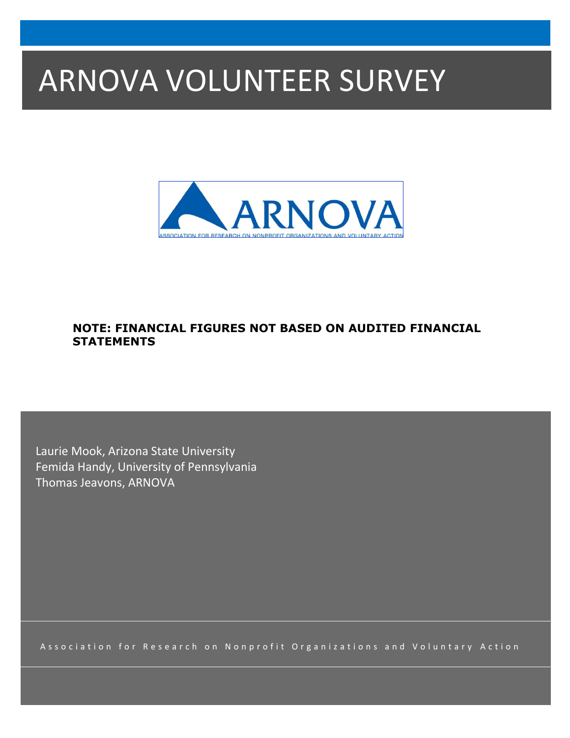# ARNOVA VOLUNTEER SURVEY

ARNOVA

ASSOCIATION FOR RESEARCH ON NONPROFIT ORGANIZATIONS AND VOLUNTARY ACTION

**NOTE: FINANCIAL FIGURES NOT BASED ON AUDITED FINANCIAL STATEMENTS**

Laurie Mook, Arizona State University
Femida Handy, University of Pennsylvania
Thomas Jeavons, ARNOVA

Association for Research on Nonprofit Organizations and Voluntary Action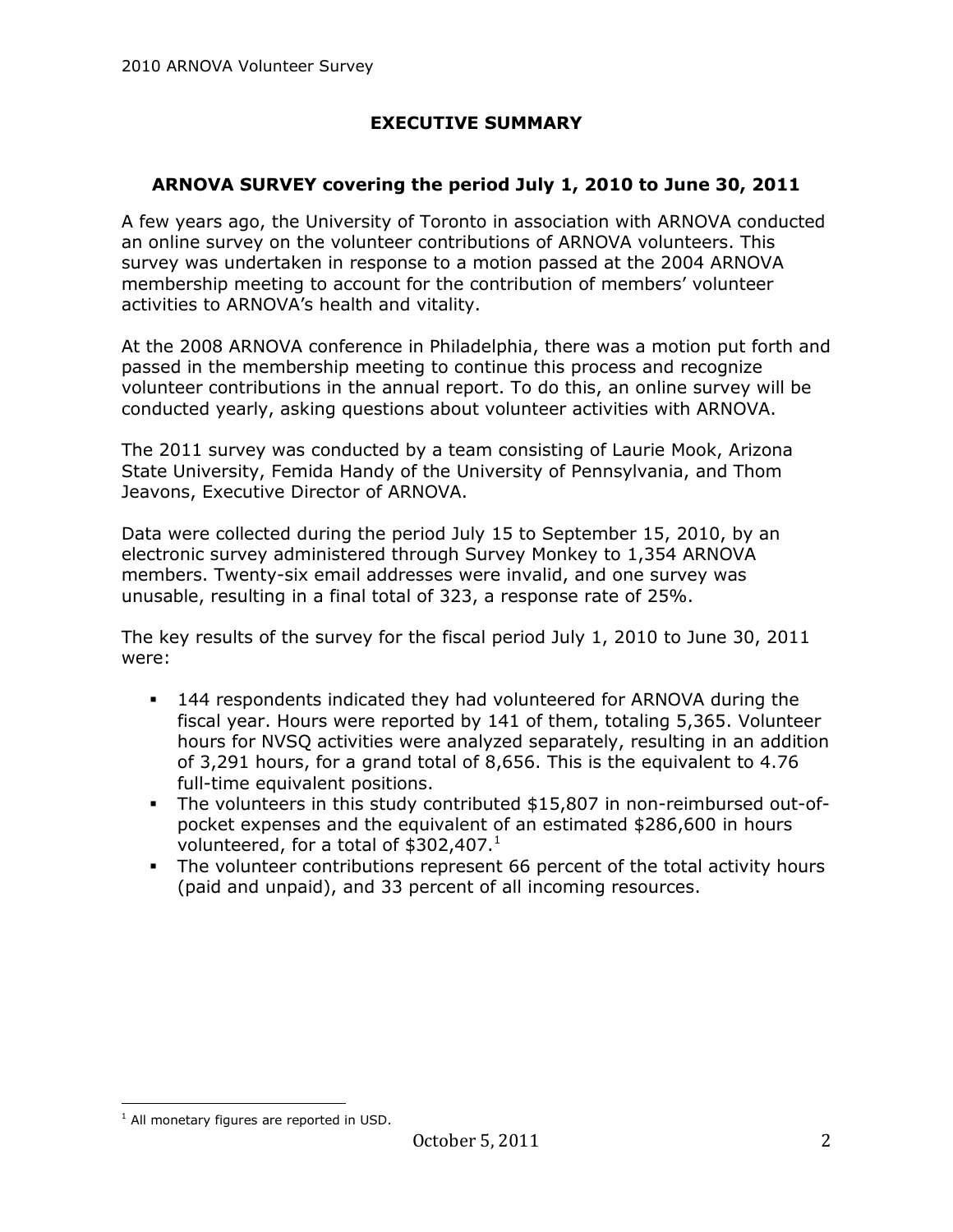# EXECUTIVE SUMMARY

## ARNOVA SURVEY covering the period July 1, 2010 to June 30, 2011

A few years ago, the University of Toronto in association with ARNOVA conducted an online survey on the volunteer contributions of ARNOVA volunteers. This survey was undertaken in response to a motion passed at the 2004 ARNOVA membership meeting to account for the contribution of members' volunteer activities to ARNOVA's health and vitality.

At the 2008 ARNOVA conference in Philadelphia, there was a motion put forth and passed in the membership meeting to continue this process and recognize volunteer contributions in the annual report. To do this, an online survey will be conducted yearly, asking questions about volunteer activities with ARNOVA.

The 2011 survey was conducted by a team consisting of Laurie Mook, Arizona State University, Femida Handy of the University of Pennsylvania, and Thom Jeavons, Executive Director of ARNOVA.

Data were collected during the period July 15 to September 15, 2010, by an electronic survey administered through Survey Monkey to 1,354 ARNOVA members. Twenty-six email addresses were invalid, and one survey was unusable, resulting in a final total of 323, a response rate of 25%.

The key results of the survey for the fiscal period July 1, 2010 to June 30, 2011 were:

- 144 respondents indicated they had volunteered for ARNOVA during the fiscal year. Hours were reported by 141 of them, totaling 5,365. Volunteer hours for NVSQ activities were analyzed separately, resulting in an addition of 3,291 hours, for a grand total of 8,656. This is the equivalent to 4.76 full-time equivalent positions.
- The volunteers in this study contributed $15,807 in non-reimbursed out-of-pocket expenses and the equivalent of an estimated $286,600 in hours volunteered, for a total of $302,407.[1]
- The volunteer contributions represent 66 percent of the total activity hours (paid and unpaid), and 33 percent of all incoming resources.

[1] All monetary figures are reported in USD.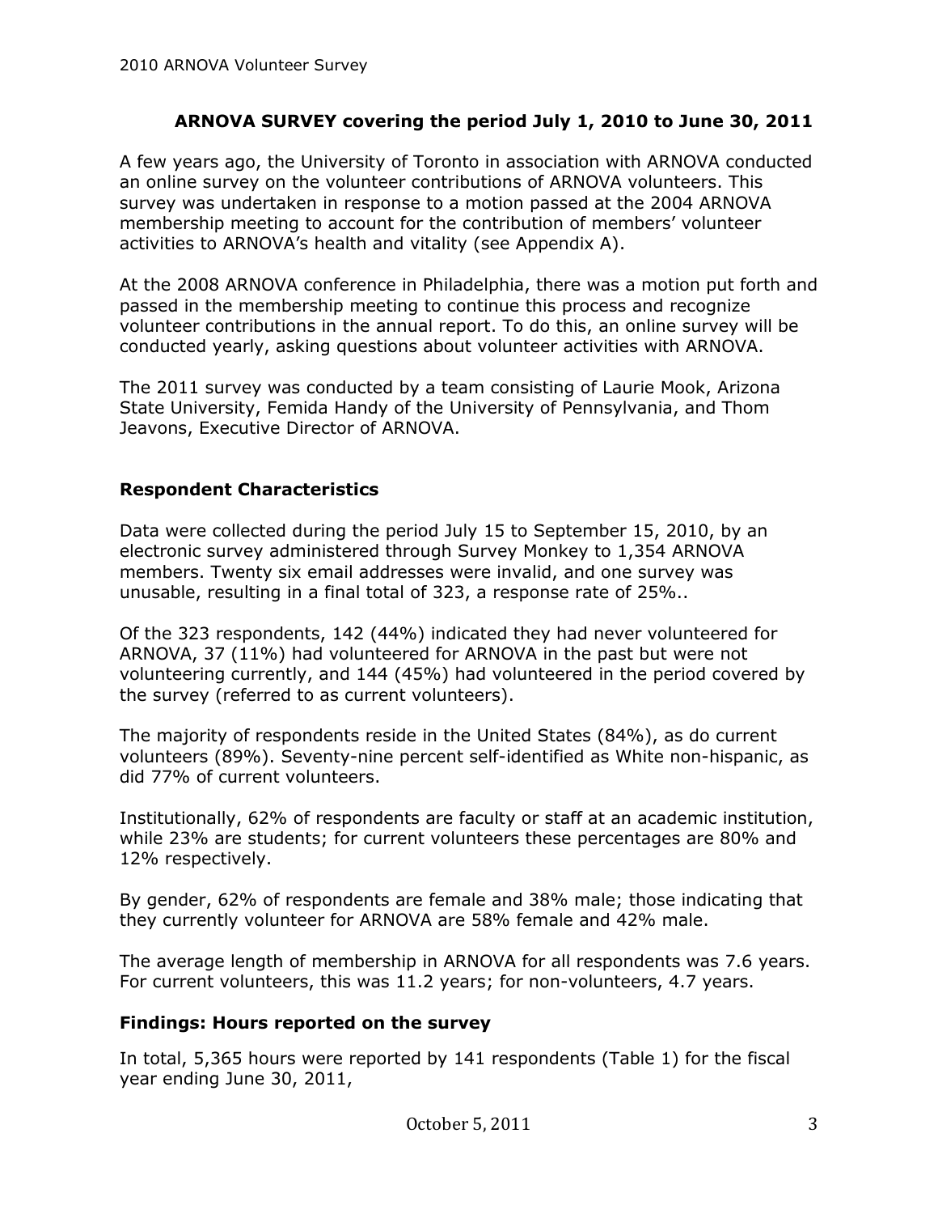## ARNOVA SURVEY covering the period July 1, 2010 to June 30, 2011

A few years ago, the University of Toronto in association with ARNOVA conducted an online survey on the volunteer contributions of ARNOVA volunteers. This survey was undertaken in response to a motion passed at the 2004 ARNOVA membership meeting to account for the contribution of members' volunteer activities to ARNOVA's health and vitality (see Appendix A).

At the 2008 ARNOVA conference in Philadelphia, there was a motion put forth and passed in the membership meeting to continue this process and recognize volunteer contributions in the annual report. To do this, an online survey will be conducted yearly, asking questions about volunteer activities with ARNOVA.

The 2011 survey was conducted by a team consisting of Laurie Mook, Arizona State University, Femida Handy of the University of Pennsylvania, and Thom Jeavons, Executive Director of ARNOVA.

### Respondent Characteristics

Data were collected during the period July 15 to September 15, 2010, by an electronic survey administered through Survey Monkey to 1,354 ARNOVA members. Twenty six email addresses were invalid, and one survey was unusable, resulting in a final total of 323, a response rate of 25%..

Of the 323 respondents, 142 (44%) indicated they had never volunteered for ARNOVA, 37 (11%) had volunteered for ARNOVA in the past but were not volunteering currently, and 144 (45%) had volunteered in the period covered by the survey (referred to as current volunteers).

The majority of respondents reside in the United States (84%), as do current volunteers (89%). Seventy-nine percent self-identified as White non-hispanic, as did 77% of current volunteers.

Institutionally, 62% of respondents are faculty or staff at an academic institution, while 23% are students; for current volunteers these percentages are 80% and 12% respectively.

By gender, 62% of respondents are female and 38% male; those indicating that they currently volunteer for ARNOVA are 58% female and 42% male.

The average length of membership in ARNOVA for all respondents was 7.6 years. For current volunteers, this was 11.2 years; for non-volunteers, 4.7 years.

### Findings: Hours reported on the survey

In total, 5,365 hours were reported by 141 respondents (Table 1) for the fiscal year ending June 30, 2011,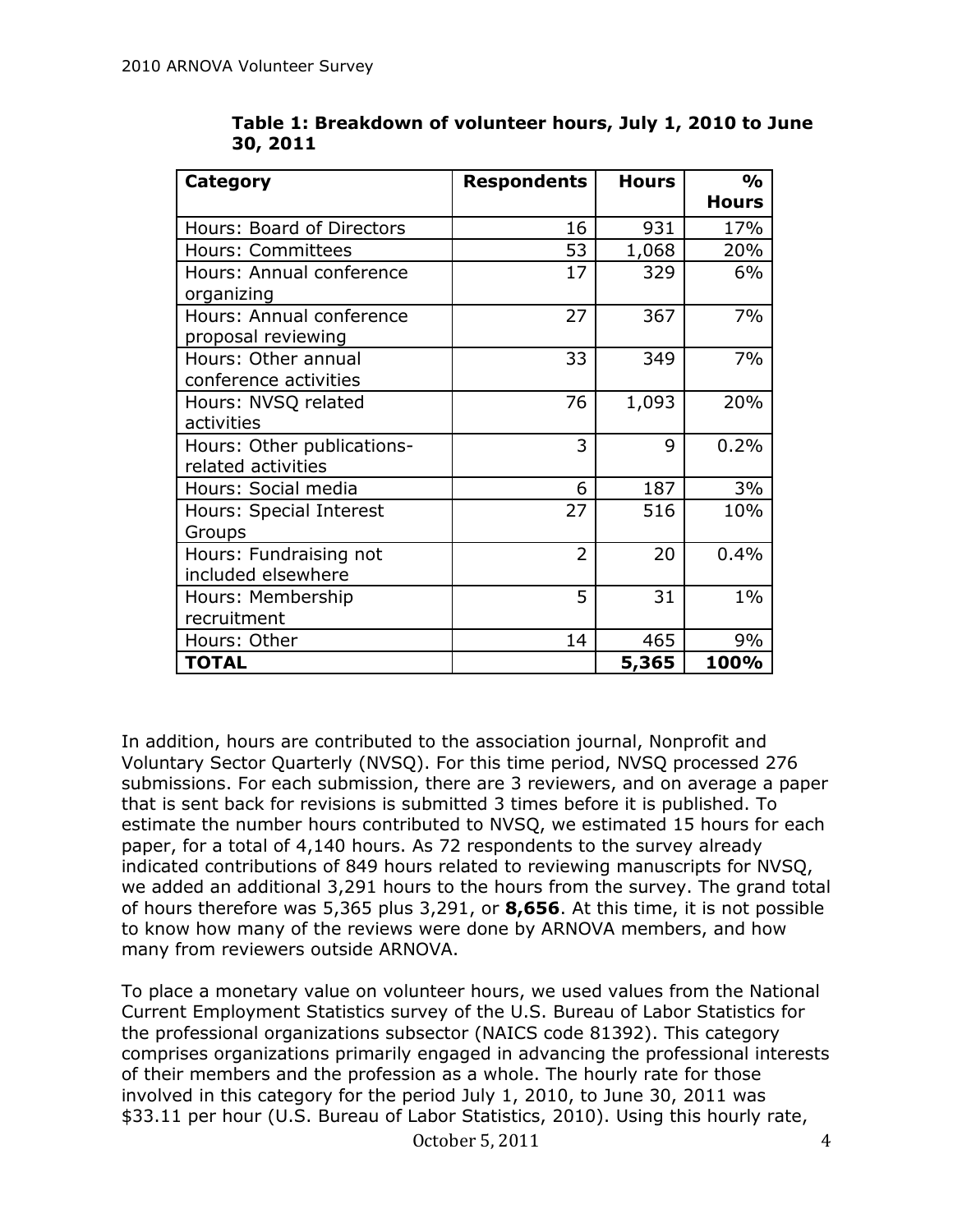**Table 1: Breakdown of volunteer hours, July 1, 2010 to June 30, 2011**

| Category | Respondents | Hours | % Hours |
|---|---|---|---|
| Hours: Board of Directors | 16 | 931 | 17% |
| Hours: Committees | 53 | 1,068 | 20% |
| Hours: Annual conference organizing | 17 | 329 | 6% |
| Hours: Annual conference proposal reviewing | 27 | 367 | 7% |
| Hours: Other annual conference activities | 33 | 349 | 7% |
| Hours: NVSQ related activities | 76 | 1,093 | 20% |
| Hours: Other publications-related activities | 3 | 9 | 0.2% |
| Hours: Social media | 6 | 187 | 3% |
| Hours: Special Interest Groups | 27 | 516 | 10% |
| Hours: Fundraising not included elsewhere | 2 | 20 | 0.4% |
| Hours: Membership recruitment | 5 | 31 | 1% |
| Hours: Other | 14 | 465 | 9% |
| **TOTAL** | | **5,365** | **100%** |

In addition, hours are contributed to the association journal, Nonprofit and Voluntary Sector Quarterly (NVSQ). For this time period, NVSQ processed 276 submissions. For each submission, there are 3 reviewers, and on average a paper that is sent back for revisions is submitted 3 times before it is published. To estimate the number hours contributed to NVSQ, we estimated 15 hours for each paper, for a total of 4,140 hours. As 72 respondents to the survey already indicated contributions of 849 hours related to reviewing manuscripts for NVSQ, we added an additional 3,291 hours to the hours from the survey. The grand total of hours therefore was 5,365 plus 3,291, or **8,656**. At this time, it is not possible to know how many of the reviews were done by ARNOVA members, and how many from reviewers outside ARNOVA.

To place a monetary value on volunteer hours, we used values from the National Current Employment Statistics survey of the U.S. Bureau of Labor Statistics for the professional organizations subsector (NAICS code 81392). This category comprises organizations primarily engaged in advancing the professional interests of their members and the profession as a whole. The hourly rate for those involved in this category for the period July 1, 2010, to June 30, 2011 was $33.11 per hour (U.S. Bureau of Labor Statistics, 2010). Using this hourly rate,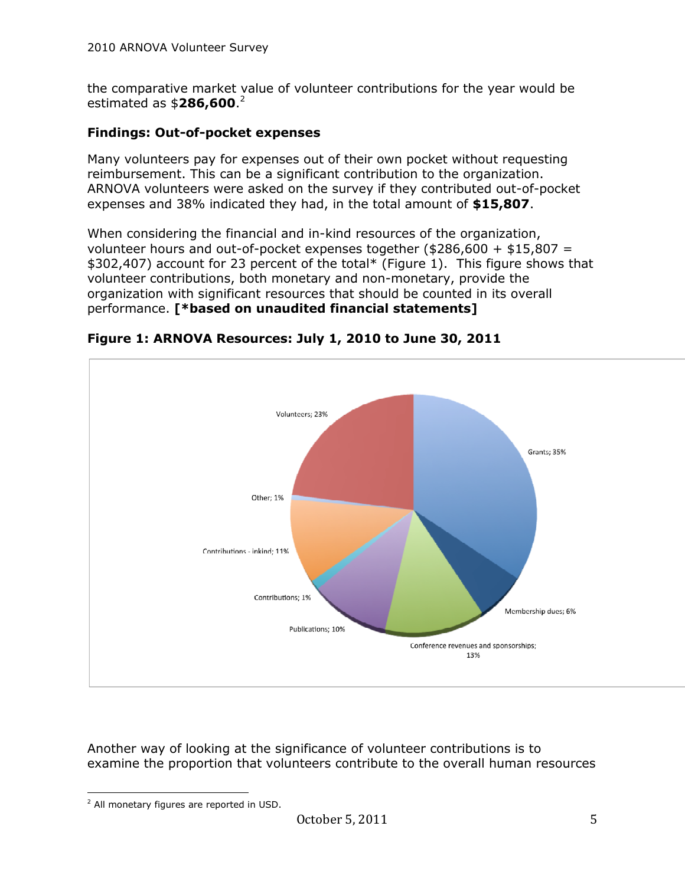the comparative market value of volunteer contributions for the year would be estimated as $**286,600**.[2]

### Findings: Out-of-pocket expenses

Many volunteers pay for expenses out of their own pocket without requesting reimbursement. This can be a significant contribution to the organization. ARNOVA volunteers were asked on the survey if they contributed out-of-pocket expenses and 38% indicated they had, in the total amount of **$15,807**.

When considering the financial and in-kind resources of the organization, volunteer hours and out-of-pocket expenses together ($286,600 + $15,807 = $302,407) account for 23 percent of the total* (Figure 1). This figure shows that volunteer contributions, both monetary and non-monetary, provide the organization with significant resources that should be counted in its overall performance. **[*based on unaudited financial statements]**

**Figure 1: ARNOVA Resources: July 1, 2010 to June 30, 2011**

| Resource | Percent |
|---|---|
| Grants | 35% |
| Membership dues | 6% |
| Conference revenues and sponsorships | 13% |
| Publications | 10% |
| Contributions | 1% |
| Contributions - inkind | 11% |
| Other | 1% |
| Volunteers | 23% |

Another way of looking at the significance of volunteer contributions is to examine the proportion that volunteers contribute to the overall human resources

[2] All monetary figures are reported in USD.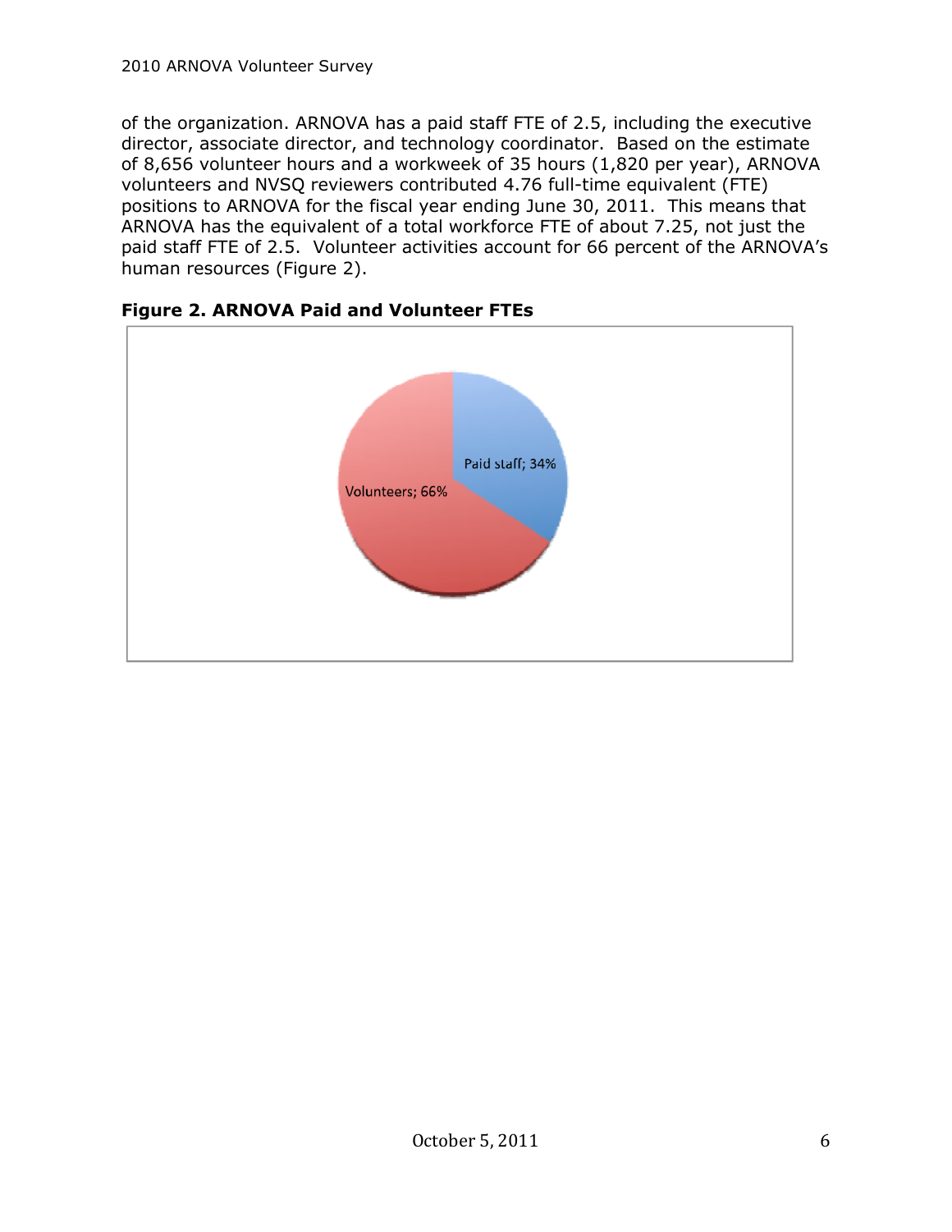of the organization. ARNOVA has a paid staff FTE of 2.5, including the executive director, associate director, and technology coordinator. Based on the estimate of 8,656 volunteer hours and a workweek of 35 hours (1,820 per year), ARNOVA volunteers and NVSQ reviewers contributed 4.76 full-time equivalent (FTE) positions to ARNOVA for the fiscal year ending June 30, 2011. This means that ARNOVA has the equivalent of a total workforce FTE of about 7.25, not just the paid staff FTE of 2.5. Volunteer activities account for 66 percent of the ARNOVA's human resources (Figure 2).

**Figure 2. ARNOVA Paid and Volunteer FTEs**

Paid staff; 34%

Volunteers; 66%